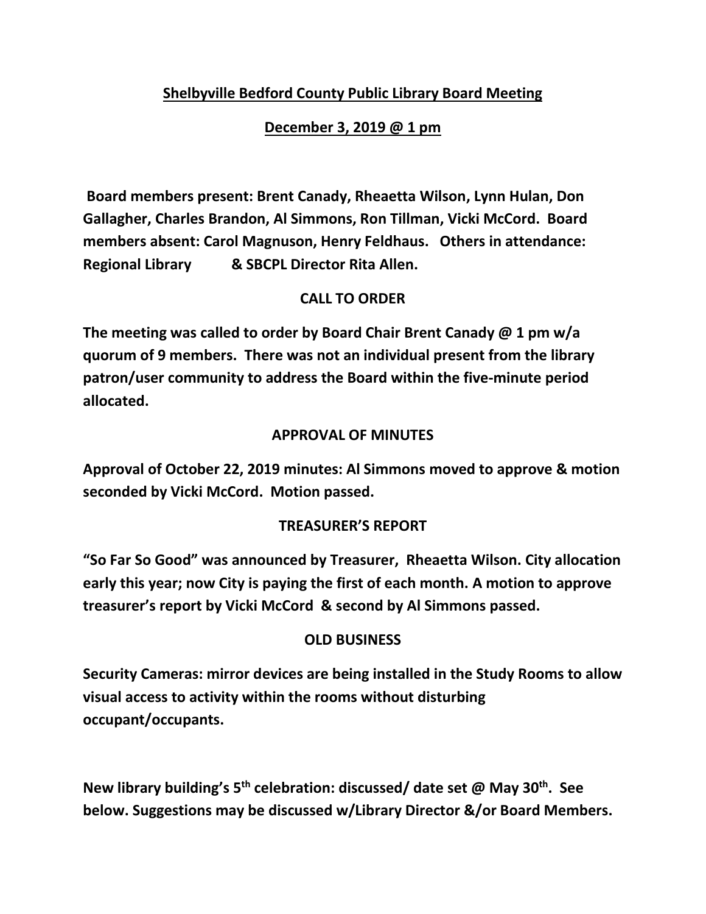**Shelbyville Bedford County Public Library Board Meeting**

**December 3, 2019 @ 1 pm**

**Board members present: Brent Canady, Rheaetta Wilson, Lynn Hulan, Don Gallagher, Charles Brandon, Al Simmons, Ron Tillman, Vicki McCord. Board members absent: Carol Magnuson, Henry Feldhaus. Others in attendance: Regional Library & SBCPL Director Rita Allen.**

## CALL TO ORDER

**The meeting was called to order by Board Chair Brent Canady @ 1 pm w/a quorum of 9 members. There was not an individual present from the library patron/user community to address the Board within the five-minute period allocated.**

## APPROVAL OF MINUTES

**Approval of October 22, 2019 minutes: Al Simmons moved to approve & motion seconded by Vicki McCord. Motion passed.**

## TREASURER'S REPORT

**"So Far So Good" was announced by Treasurer, Rheaetta Wilson. City allocation early this year; now City is paying the first of each month. A motion to approve treasurer's report by Vicki McCord & second by Al Simmons passed.**

## OLD BUSINESS

**Security Cameras: mirror devices are being installed in the Study Rooms to allow visual access to activity within the rooms without disturbing occupant/occupants.**

**New library building's 5th celebration: discussed/ date set @ May 30th. See below. Suggestions may be discussed w/Library Director &/or Board Members.**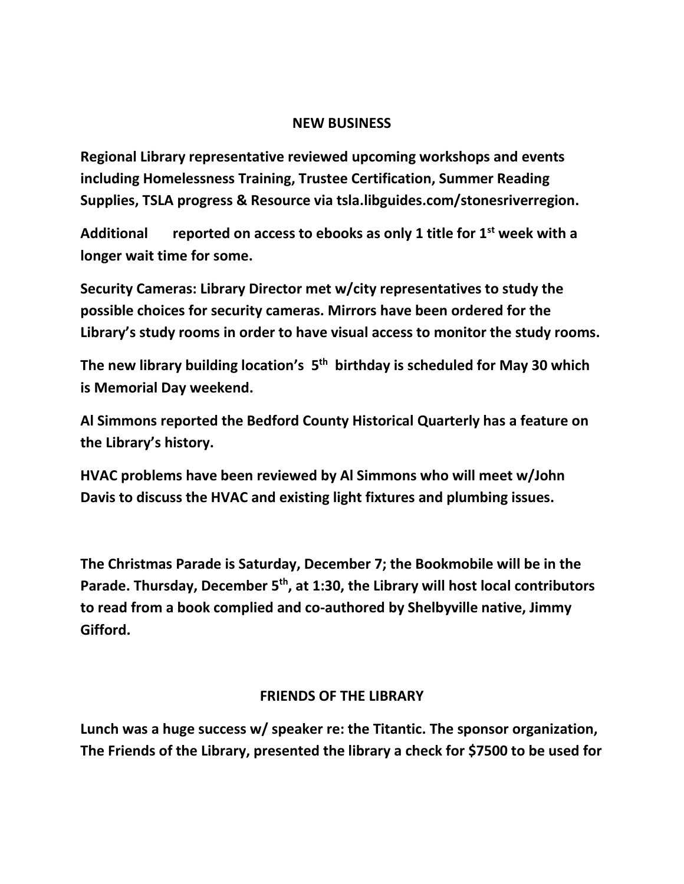## NEW BUSINESS

**Regional Library representative reviewed upcoming workshops and events including Homelessness Training, Trustee Certification, Summer Reading Supplies, TSLA progress & Resource via tsla.libguides.com/stonesriverregion.**

**Additional reported on access to ebooks as only 1 title for 1st week with a longer wait time for some.**

**Security Cameras: Library Director met w/city representatives to study the possible choices for security cameras. Mirrors have been ordered for the Library's study rooms in order to have visual access to monitor the study rooms.**

**The new library building location's 5th birthday is scheduled for May 30 which is Memorial Day weekend.**

**Al Simmons reported the Bedford County Historical Quarterly has a feature on the Library's history.**

**HVAC problems have been reviewed by Al Simmons who will meet w/John Davis to discuss the HVAC and existing light fixtures and plumbing issues.**

**The Christmas Parade is Saturday, December 7; the Bookmobile will be in the Parade. Thursday, December 5th, at 1:30, the Library will host local contributors to read from a book complied and co-authored by Shelbyville native, Jimmy Gifford.**

## FRIENDS OF THE LIBRARY

**Lunch was a huge success w/ speaker re: the Titantic. The sponsor organization, The Friends of the Library, presented the library a check for $7500 to be used for**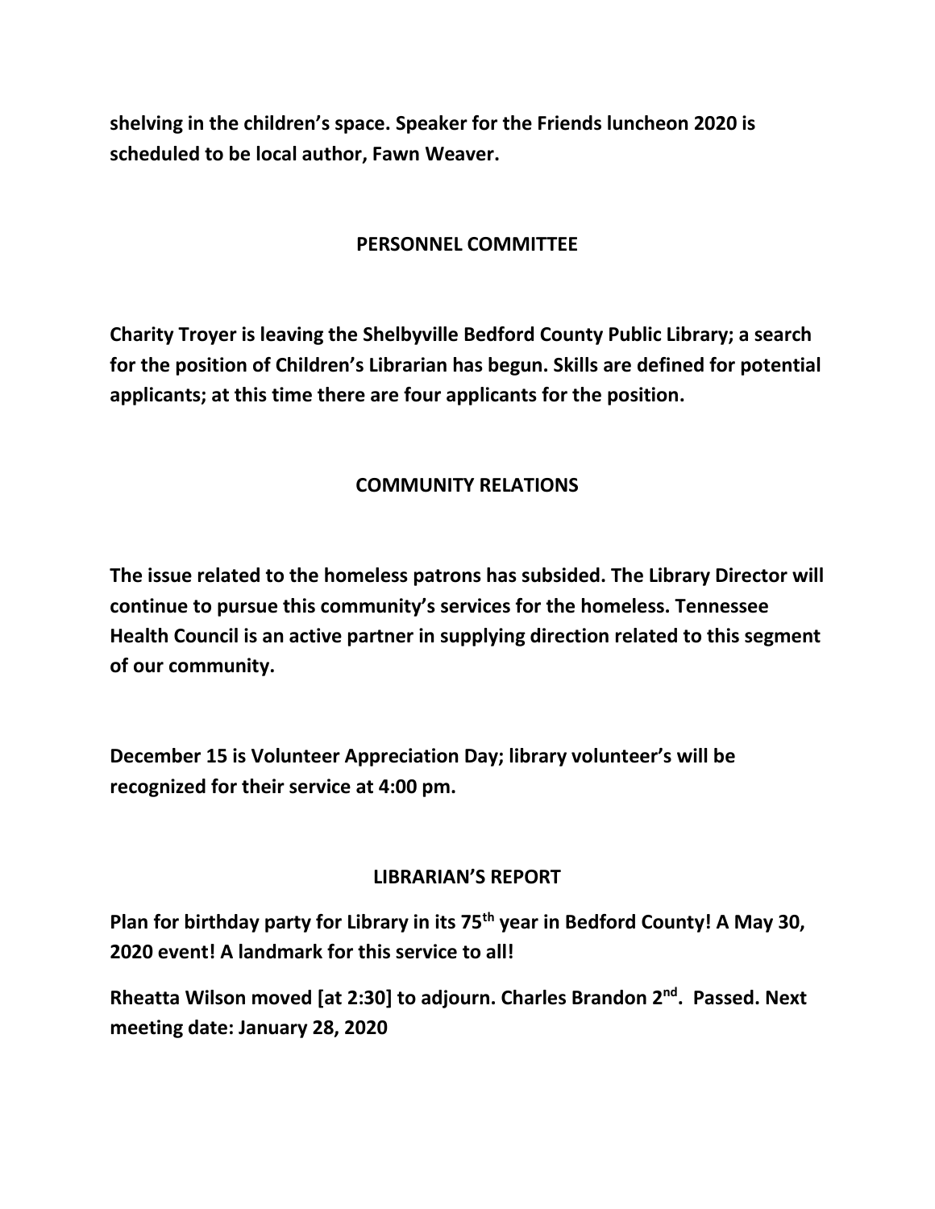**shelving in the children's space. Speaker for the Friends luncheon 2020 is scheduled to be local author, Fawn Weaver.**

## PERSONNEL COMMITTEE

**Charity Troyer is leaving the Shelbyville Bedford County Public Library; a search for the position of Children's Librarian has begun. Skills are defined for potential applicants; at this time there are four applicants for the position.**

## COMMUNITY RELATIONS

**The issue related to the homeless patrons has subsided. The Library Director will continue to pursue this community's services for the homeless. Tennessee Health Council is an active partner in supplying direction related to this segment of our community.**

**December 15 is Volunteer Appreciation Day; library volunteer's will be recognized for their service at 4:00 pm.**

## LIBRARIAN'S REPORT

**Plan for birthday party for Library in its 75th year in Bedford County! A May 30, 2020 event! A landmark for this service to all!**

**Rheatta Wilson moved [at 2:30] to adjourn. Charles Brandon 2nd. Passed. Next meeting date: January 28, 2020**